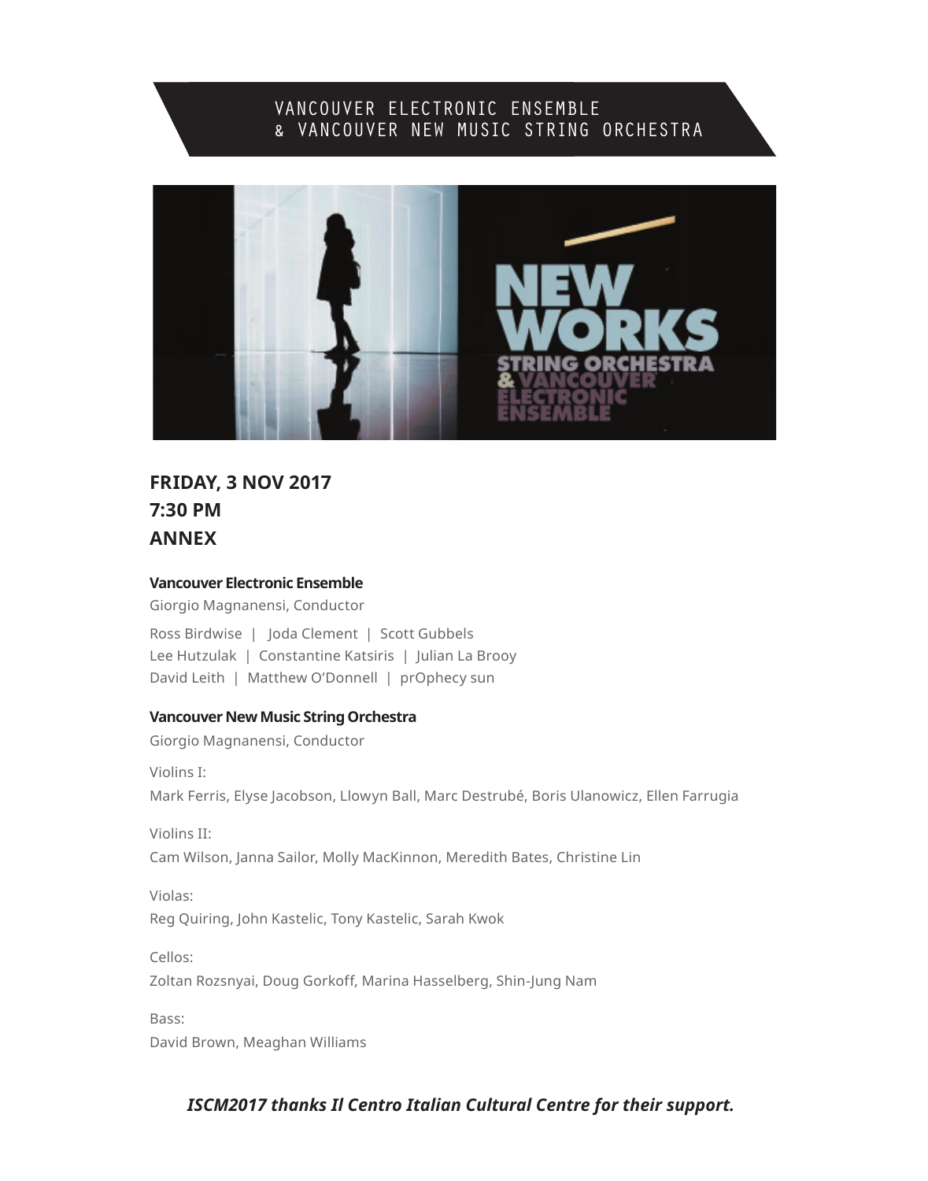# VANCOUVER ELECTRONIC ENSEMBLE & VANCOUVER NEW MUSIC STRING ORCHESTRA

**FRIDAY, 3 NOV 2017**
**7:30 PM**
**ANNEX**

### Vancouver Electronic Ensemble

Giorgio Magnanensi, Conductor

Ross Birdwise | Joda Clement | Scott Gubbels
Lee Hutzulak | Constantine Katsiris | Julian La Brooy
David Leith | Matthew O'Donnell | prOphecy sun

### Vancouver New Music String Orchestra

Giorgio Magnanensi, Conductor

Violins I:
Mark Ferris, Elyse Jacobson, Llowyn Ball, Marc Destrubé, Boris Ulanowicz, Ellen Farrugia

Violins II:
Cam Wilson, Janna Sailor, Molly MacKinnon, Meredith Bates, Christine Lin

Violas:
Reg Quiring, John Kastelic, Tony Kastelic, Sarah Kwok

Cellos:
Zoltan Rozsnyai, Doug Gorkoff, Marina Hasselberg, Shin-Jung Nam

Bass:
David Brown, Meaghan Williams

***ISCM2017 thanks Il Centro Italian Cultural Centre for their support.***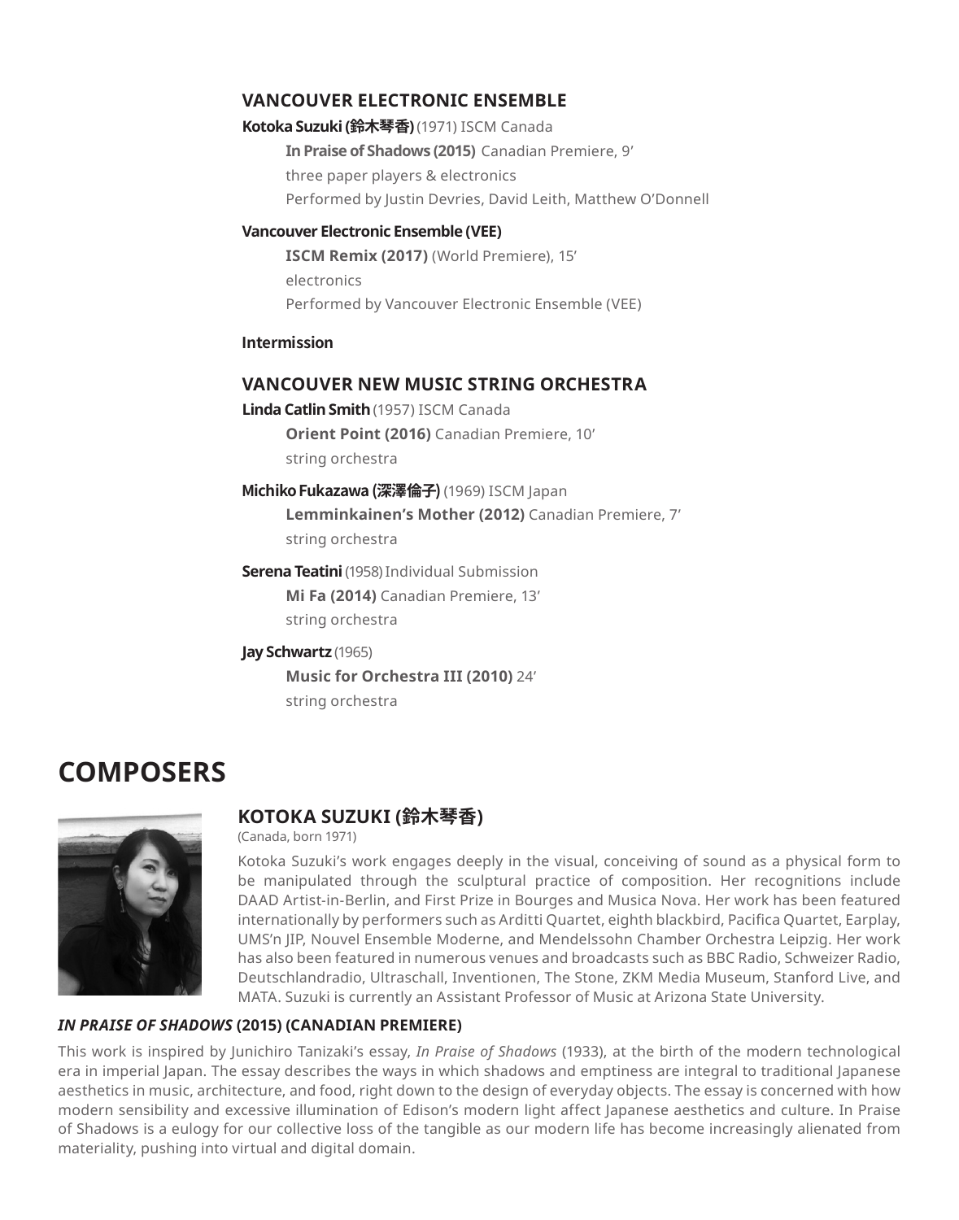### VANCOUVER ELECTRONIC ENSEMBLE

**Kotoka Suzuki (鈴木琴香)** (1971) ISCM Canada

> **In Praise of Shadows (2015)** Canadian Premiere, 9’
> three paper players & electronics
> Performed by Justin Devries, David Leith, Matthew O’Donnell

**Vancouver Electronic Ensemble (VEE)**

> **ISCM Remix (2017)** (World Premiere), 15’
> electronics
> Performed by Vancouver Electronic Ensemble (VEE)

**Intermission**

### VANCOUVER NEW MUSIC STRING ORCHESTRA

**Linda Catlin Smith** (1957) ISCM Canada

> **Orient Point (2016)** Canadian Premiere, 10’
> string orchestra

**Michiko Fukazawa (深澤倫子)** (1969) ISCM Japan

> **Lemminkainen’s Mother (2012)** Canadian Premiere, 7’
> string orchestra

**Serena Teatini** (1958) Individual Submission

> **Mi Fa (2014)** Canadian Premiere, 13’
> string orchestra

**Jay Schwartz** (1965)

> **Music for Orchestra III (2010)** 24’
> string orchestra

# COMPOSERS

## KOTOKA SUZUKI (鈴木琴香)

(Canada, born 1971)

Kotoka Suzuki’s work engages deeply in the visual, conceiving of sound as a physical form to be manipulated through the sculptural practice of composition. Her recognitions include DAAD Artist-in-Berlin, and First Prize in Bourges and Musica Nova. Her work has been featured internationally by performers such as Arditti Quartet, eighth blackbird, Pacifica Quartet, Earplay, UMS’n JIP, Nouvel Ensemble Moderne, and Mendelssohn Chamber Orchestra Leipzig. Her work has also been featured in numerous venues and broadcasts such as BBC Radio, Schweizer Radio, Deutschlandradio, Ultraschall, Inventionen, The Stone, ZKM Media Museum, Stanford Live, and MATA. Suzuki is currently an Assistant Professor of Music at Arizona State University.

### *IN PRAISE OF SHADOWS* (2015) (CANADIAN PREMIERE)

This work is inspired by Junichiro Tanizaki’s essay, *In Praise of Shadows* (1933), at the birth of the modern technological era in imperial Japan. The essay describes the ways in which shadows and emptiness are integral to traditional Japanese aesthetics in music, architecture, and food, right down to the design of everyday objects. The essay is concerned with how modern sensibility and excessive illumination of Edison’s modern light affect Japanese aesthetics and culture. In Praise of Shadows is a eulogy for our collective loss of the tangible as our modern life has become increasingly alienated from materiality, pushing into virtual and digital domain.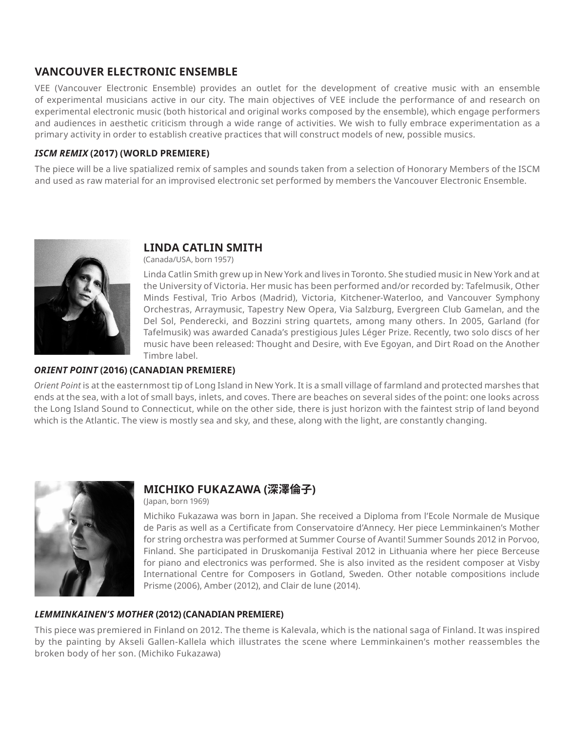## VANCOUVER ELECTRONIC ENSEMBLE

VEE (Vancouver Electronic Ensemble) provides an outlet for the development of creative music with an ensemble of experimental musicians active in our city. The main objectives of VEE include the performance of and research on experimental electronic music (both historical and original works composed by the ensemble), which engage performers and audiences in aesthetic criticism through a wide range of activities. We wish to fully embrace experimentation as a primary activity in order to establish creative practices that will construct models of new, possible musics.

### *ISCM REMIX* (2017) (WORLD PREMIERE)

The piece will be a live spatialized remix of samples and sounds taken from a selection of Honorary Members of the ISCM and used as raw material for an improvised electronic set performed by members the Vancouver Electronic Ensemble.

## LINDA CATLIN SMITH

(Canada/USA, born 1957)

Linda Catlin Smith grew up in New York and lives in Toronto. She studied music in New York and at the University of Victoria. Her music has been performed and/or recorded by: Tafelmusik, Other Minds Festival, Trio Arbos (Madrid), Victoria, Kitchener-Waterloo, and Vancouver Symphony Orchestras, Arraymusic, Tapestry New Opera, Via Salzburg, Evergreen Club Gamelan, and the Del Sol, Penderecki, and Bozzini string quartets, among many others. In 2005, Garland (for Tafelmusik) was awarded Canada's prestigious Jules Léger Prize. Recently, two solo discs of her music have been released: Thought and Desire, with Eve Egoyan, and Dirt Road on the Another Timbre label.

### *ORIENT POINT* (2016) (CANADIAN PREMIERE)

*Orient Point* is at the easternmost tip of Long Island in New York. It is a small village of farmland and protected marshes that ends at the sea, with a lot of small bays, inlets, and coves. There are beaches on several sides of the point: one looks across the Long Island Sound to Connecticut, while on the other side, there is just horizon with the faintest strip of land beyond which is the Atlantic. The view is mostly sea and sky, and these, along with the light, are constantly changing.

## MICHIKO FUKAZAWA (深澤倫子)

(Japan, born 1969)

Michiko Fukazawa was born in Japan. She received a Diploma from l'Ecole Normale de Musique de Paris as well as a Certificate from Conservatoire d'Annecy. Her piece Lemminkainen's Mother for string orchestra was performed at Summer Course of Avanti! Summer Sounds 2012 in Porvoo, Finland. She participated in Druskomanija Festival 2012 in Lithuania where her piece Berceuse for piano and electronics was performed. She is also invited as the resident composer at Visby International Centre for Composers in Gotland, Sweden. Other notable compositions include Prisme (2006), Amber (2012), and Clair de lune (2014).

### *LEMMINKAINEN'S MOTHER* (2012) (CANADIAN PREMIERE)

This piece was premiered in Finland on 2012. The theme is Kalevala, which is the national saga of Finland. It was inspired by the painting by Akseli Gallen-Kallela which illustrates the scene where Lemminkainen's mother reassembles the broken body of her son. (Michiko Fukazawa)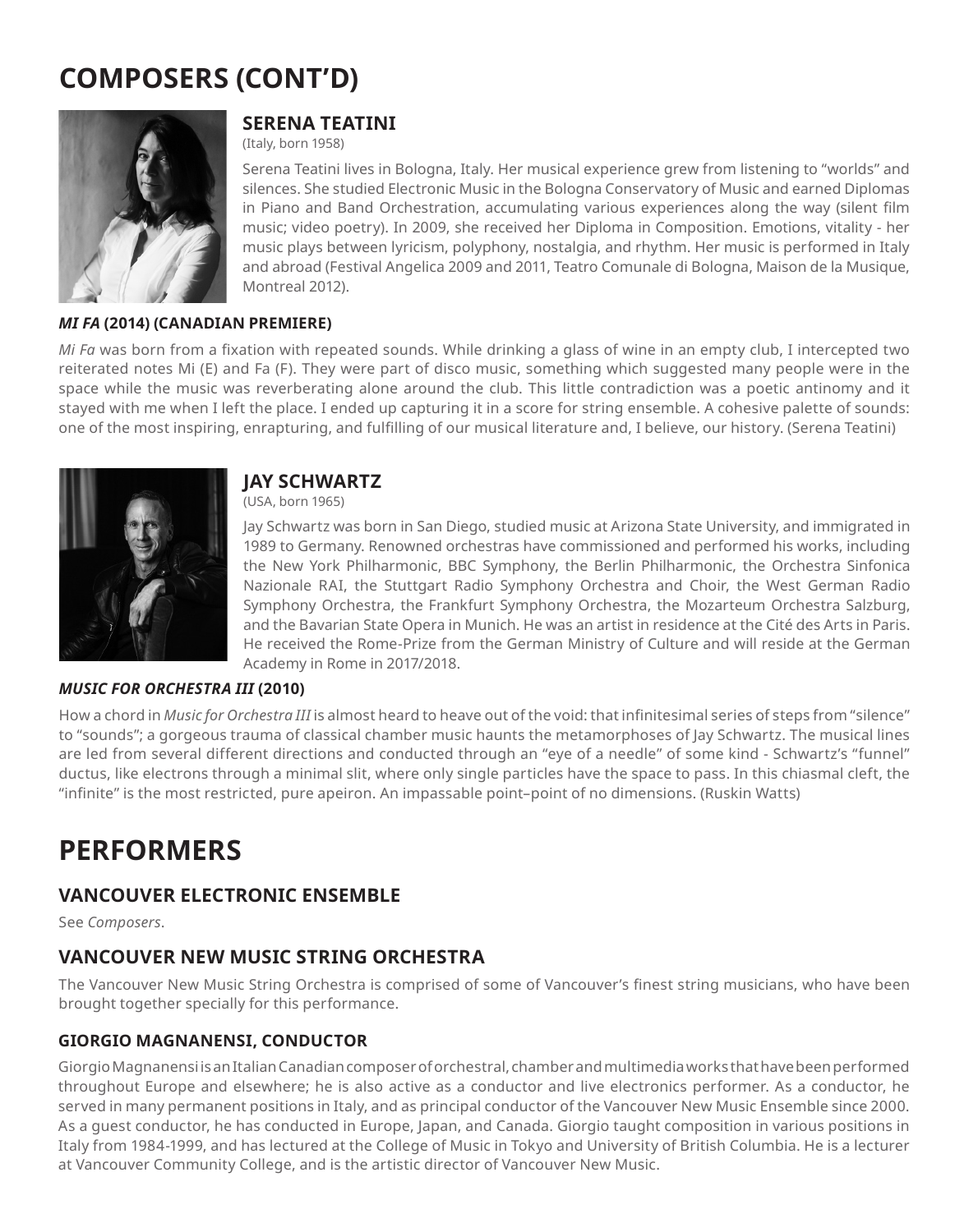# COMPOSERS (CONT'D)

## SERENA TEATINI

(Italy, born 1958)

Serena Teatini lives in Bologna, Italy. Her musical experience grew from listening to "worlds" and silences. She studied Electronic Music in the Bologna Conservatory of Music and earned Diplomas in Piano and Band Orchestration, accumulating various experiences along the way (silent film music; video poetry). In 2009, she received her Diploma in Composition. Emotions, vitality - her music plays between lyricism, polyphony, nostalgia, and rhythm. Her music is performed in Italy and abroad (Festival Angelica 2009 and 2011, Teatro Comunale di Bologna, Maison de la Musique, Montreal 2012).

### *MI FA* (2014) (CANADIAN PREMIERE)

*Mi Fa* was born from a fixation with repeated sounds. While drinking a glass of wine in an empty club, I intercepted two reiterated notes Mi (E) and Fa (F). They were part of disco music, something which suggested many people were in the space while the music was reverberating alone around the club. This little contradiction was a poetic antinomy and it stayed with me when I left the place. I ended up capturing it in a score for string ensemble. A cohesive palette of sounds: one of the most inspiring, enrapturing, and fulfilling of our musical literature and, I believe, our history. (Serena Teatini)

## JAY SCHWARTZ

(USA, born 1965)

Jay Schwartz was born in San Diego, studied music at Arizona State University, and immigrated in 1989 to Germany. Renowned orchestras have commissioned and performed his works, including the New York Philharmonic, BBC Symphony, the Berlin Philharmonic, the Orchestra Sinfonica Nazionale RAI, the Stuttgart Radio Symphony Orchestra and Choir, the West German Radio Symphony Orchestra, the Frankfurt Symphony Orchestra, the Mozarteum Orchestra Salzburg, and the Bavarian State Opera in Munich. He was an artist in residence at the Cité des Arts in Paris. He received the Rome-Prize from the German Ministry of Culture and will reside at the German Academy in Rome in 2017/2018.

### *MUSIC FOR ORCHESTRA III* (2010)

How a chord in *Music for Orchestra III* is almost heard to heave out of the void: that infinitesimal series of steps from "silence" to "sounds"; a gorgeous trauma of classical chamber music haunts the metamorphoses of Jay Schwartz. The musical lines are led from several different directions and conducted through an "eye of a needle" of some kind - Schwartz's "funnel" ductus, like electrons through a minimal slit, where only single particles have the space to pass. In this chiasmal cleft, the "infinite" is the most restricted, pure apeiron. An impassable point–point of no dimensions. (Ruskin Watts)

# PERFORMERS

## VANCOUVER ELECTRONIC ENSEMBLE

See *Composers*.

## VANCOUVER NEW MUSIC STRING ORCHESTRA

The Vancouver New Music String Orchestra is comprised of some of Vancouver's finest string musicians, who have been brought together specially for this performance.

### GIORGIO MAGNANENSI, CONDUCTOR

Giorgio Magnanensi is an Italian Canadian composer of orchestral, chamber and multimedia works that have been performed throughout Europe and elsewhere; he is also active as a conductor and live electronics performer. As a conductor, he served in many permanent positions in Italy, and as principal conductor of the Vancouver New Music Ensemble since 2000. As a guest conductor, he has conducted in Europe, Japan, and Canada. Giorgio taught composition in various positions in Italy from 1984-1999, and has lectured at the College of Music in Tokyo and University of British Columbia. He is a lecturer at Vancouver Community College, and is the artistic director of Vancouver New Music.